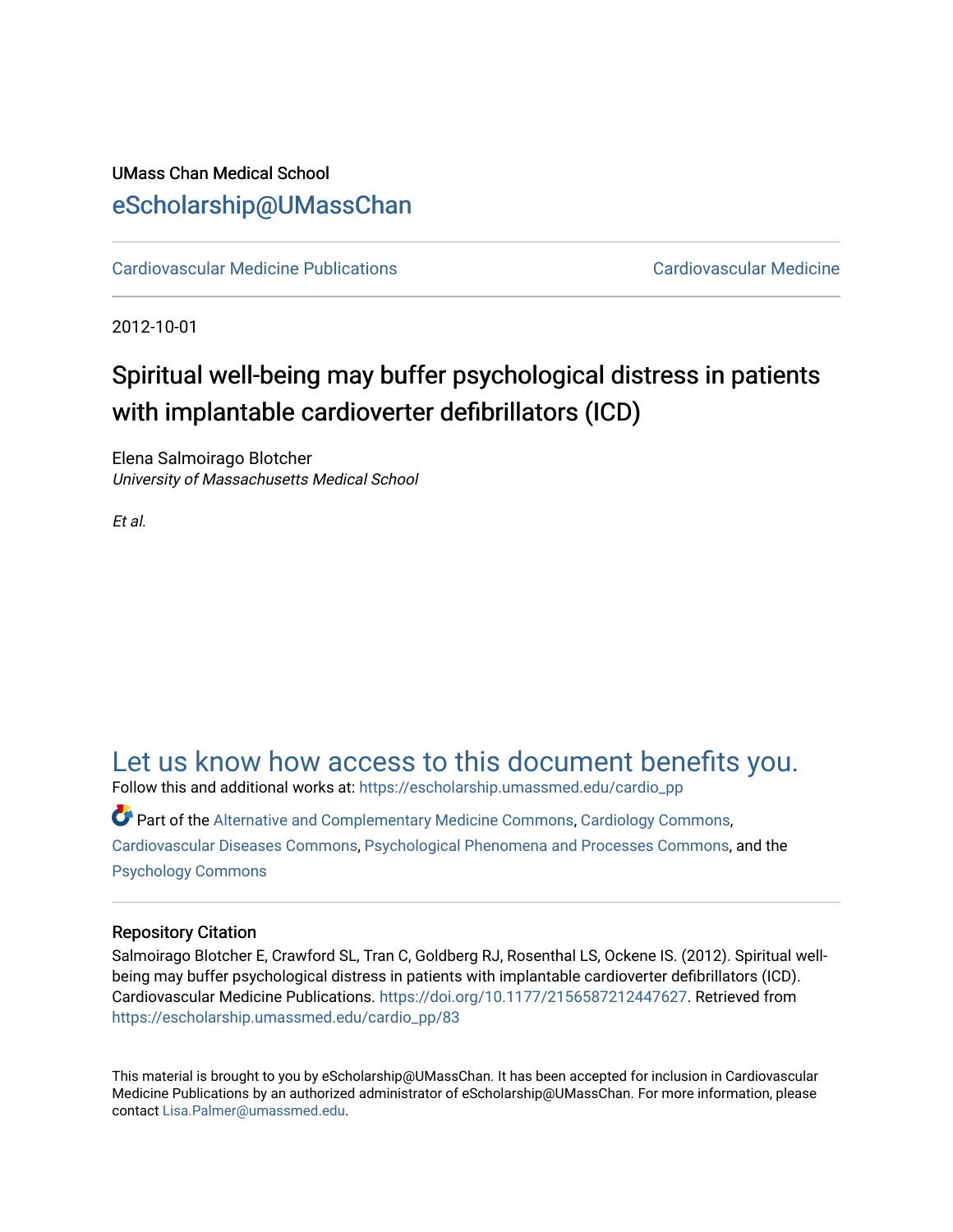UMass Chan Medical School

eScholarship@UMassChan

Cardiovascular Medicine Publications | Cardiovascular Medicine

2012-10-01

# Spiritual well-being may buffer psychological distress in patients with implantable cardioverter defibrillators (ICD)

Elena Salmoirago Blotcher
*University of Massachusetts Medical School*

*Et al.*

Let us know how access to this document benefits you.

Follow this and additional works at: https://escholarship.umassmed.edu/cardio_pp

Part of the Alternative and Complementary Medicine Commons, Cardiology Commons, Cardiovascular Diseases Commons, Psychological Phenomena and Processes Commons, and the Psychology Commons

## Repository Citation

Salmoirago Blotcher E, Crawford SL, Tran C, Goldberg RJ, Rosenthal LS, Ockene IS. (2012). Spiritual well-being may buffer psychological distress in patients with implantable cardioverter defibrillators (ICD). Cardiovascular Medicine Publications. https://doi.org/10.1177/2156587212447627. Retrieved from https://escholarship.umassmed.edu/cardio_pp/83

This material is brought to you by eScholarship@UMassChan. It has been accepted for inclusion in Cardiovascular Medicine Publications by an authorized administrator of eScholarship@UMassChan. For more information, please contact Lisa.Palmer@umassmed.edu.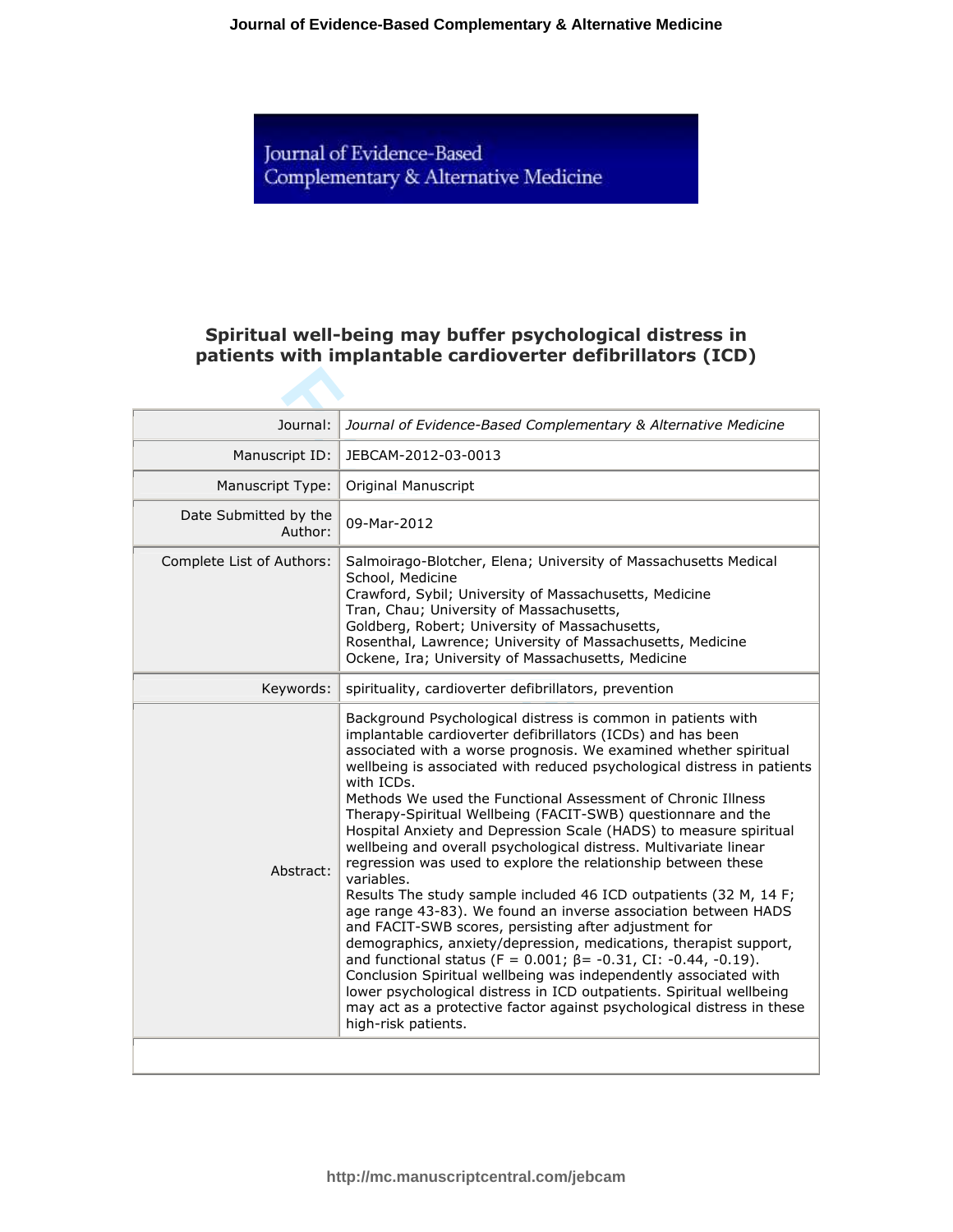# Spiritual well-being may buffer psychological distress in patients with implantable cardioverter defibrillators (ICD)

| | |
|---|---|
| Journal: | *Journal of Evidence-Based Complementary & Alternative Medicine* |
| Manuscript ID: | JEBCAM-2012-03-0013 |
| Manuscript Type: | Original Manuscript |
| Date Submitted by the Author: | 09-Mar-2012 |
| Complete List of Authors: | Salmoirago-Blotcher, Elena; University of Massachusetts Medical School, Medicine<br>Crawford, Sybil; University of Massachusetts, Medicine<br>Tran, Chau; University of Massachusetts,<br>Goldberg, Robert; University of Massachusetts,<br>Rosenthal, Lawrence; University of Massachusetts, Medicine<br>Ockene, Ira; University of Massachusetts, Medicine |
| Keywords: | spirituality, cardioverter defibrillators, prevention |
| Abstract: | Background Psychological distress is common in patients with implantable cardioverter defibrillators (ICDs) and has been associated with a worse prognosis. We examined whether spiritual wellbeing is associated with reduced psychological distress in patients with ICDs.<br>Methods We used the Functional Assessment of Chronic Illness Therapy-Spiritual Wellbeing (FACIT-SWB) questionnare and the Hospital Anxiety and Depression Scale (HADS) to measure spiritual wellbeing and overall psychological distress. Multivariate linear regression was used to explore the relationship between these variables.<br>Results The study sample included 46 ICD outpatients (32 M, 14 F; age range 43-83). We found an inverse association between HADS and FACIT-SWB scores, persisting after adjustment for demographics, anxiety/depression, medications, therapist support, and functional status ($F = 0.001$; $\beta = -0.31$, CI: -0.44, -0.19).<br>Conclusion Spiritual wellbeing was independently associated with lower psychological distress in ICD outpatients. Spiritual wellbeing may act as a protective factor against psychological distress in these high-risk patients. |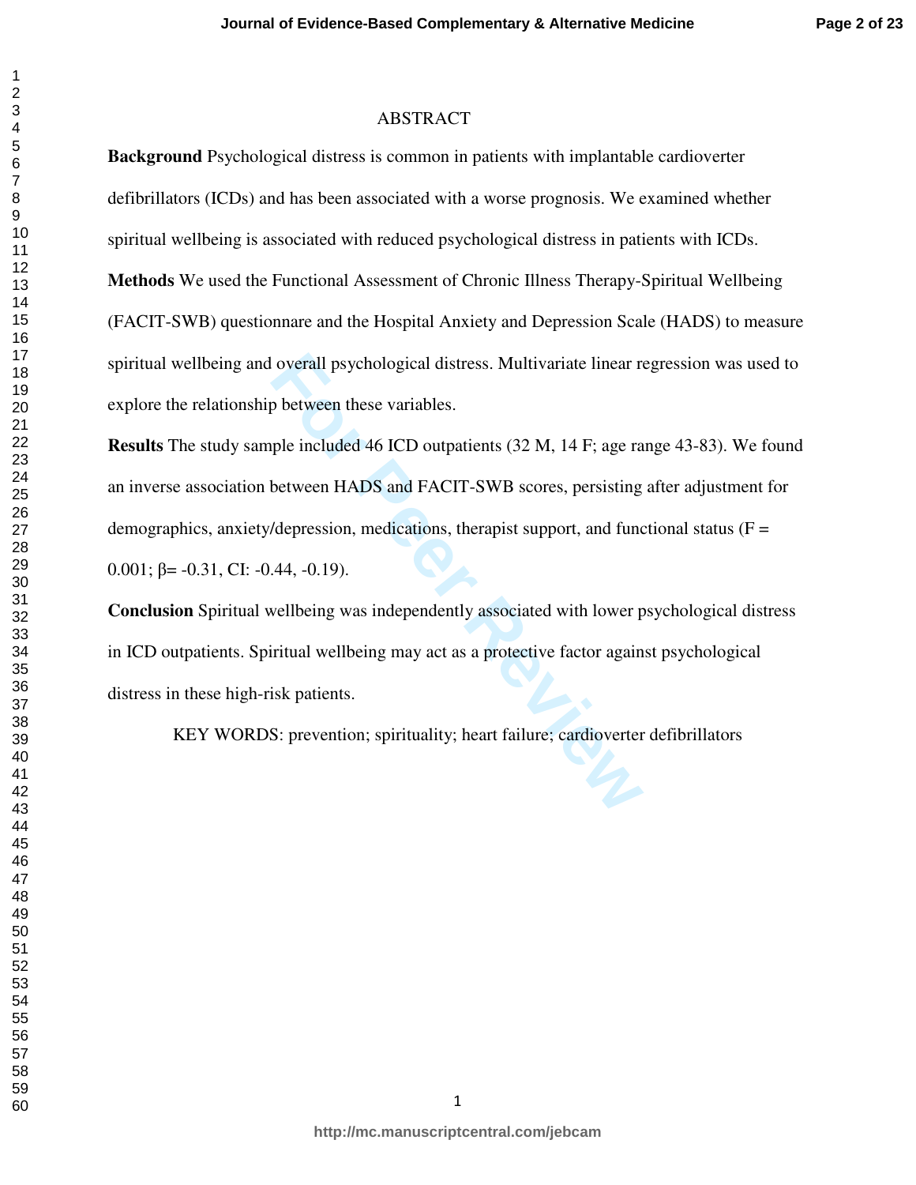ABSTRACT

**Background** Psychological distress is common in patients with implantable cardioverter defibrillators (ICDs) and has been associated with a worse prognosis. We examined whether spiritual wellbeing is associated with reduced psychological distress in patients with ICDs.

**Methods** We used the Functional Assessment of Chronic Illness Therapy-Spiritual Wellbeing (FACIT-SWB) questionnare and the Hospital Anxiety and Depression Scale (HADS) to measure spiritual wellbeing and overall psychological distress. Multivariate linear regression was used to explore the relationship between these variables.

**Results** The study sample included 46 ICD outpatients (32 M, 14 F; age range 43-83). We found an inverse association between HADS and FACIT-SWB scores, persisting after adjustment for demographics, anxiety/depression, medications, therapist support, and functional status ($F = 0.001$; $\beta = -0.31$, CI: -0.44, -0.19).

**Conclusion** Spiritual wellbeing was independently associated with lower psychological distress in ICD outpatients. Spiritual wellbeing may act as a protective factor against psychological distress in these high-risk patients.

KEY WORDS: prevention; spirituality; heart failure; cardioverter defibrillators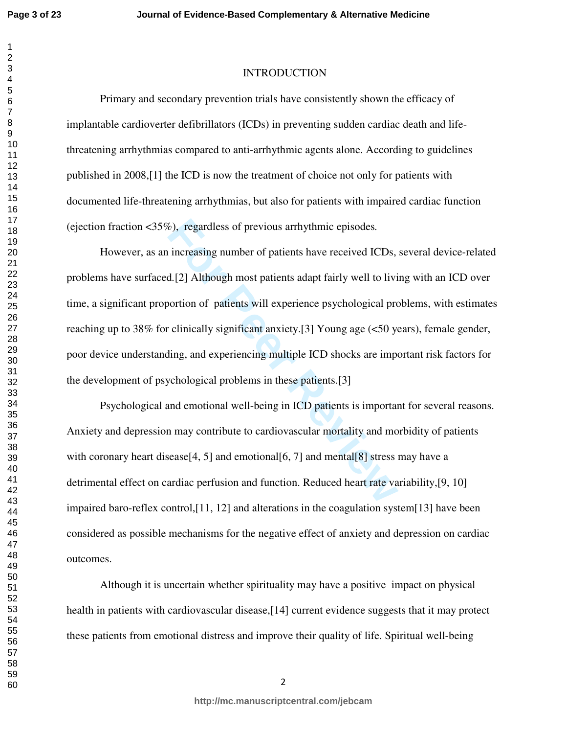# INTRODUCTION

Primary and secondary prevention trials have consistently shown the efficacy of implantable cardioverter defibrillators (ICDs) in preventing sudden cardiac death and life-threatening arrhythmias compared to anti-arrhythmic agents alone. According to guidelines published in 2008,[1] the ICD is now the treatment of choice not only for patients with documented life-threatening arrhythmias, but also for patients with impaired cardiac function (ejection fraction <35%), regardless of previous arrhythmic episodes.

However, as an increasing number of patients have received ICDs, several device-related problems have surfaced.[2] Although most patients adapt fairly well to living with an ICD over time, a significant proportion of patients will experience psychological problems, with estimates reaching up to 38% for clinically significant anxiety.[3] Young age (<50 years), female gender, poor device understanding, and experiencing multiple ICD shocks are important risk factors for the development of psychological problems in these patients.[3]

Psychological and emotional well-being in ICD patients is important for several reasons. Anxiety and depression may contribute to cardiovascular mortality and morbidity of patients with coronary heart disease[4, 5] and emotional[6, 7] and mental[8] stress may have a detrimental effect on cardiac perfusion and function. Reduced heart rate variability,[9, 10] impaired baro-reflex control,[11, 12] and alterations in the coagulation system[13] have been considered as possible mechanisms for the negative effect of anxiety and depression on cardiac outcomes.

Although it is uncertain whether spirituality may have a positive impact on physical health in patients with cardiovascular disease,[14] current evidence suggests that it may protect these patients from emotional distress and improve their quality of life. Spiritual well-being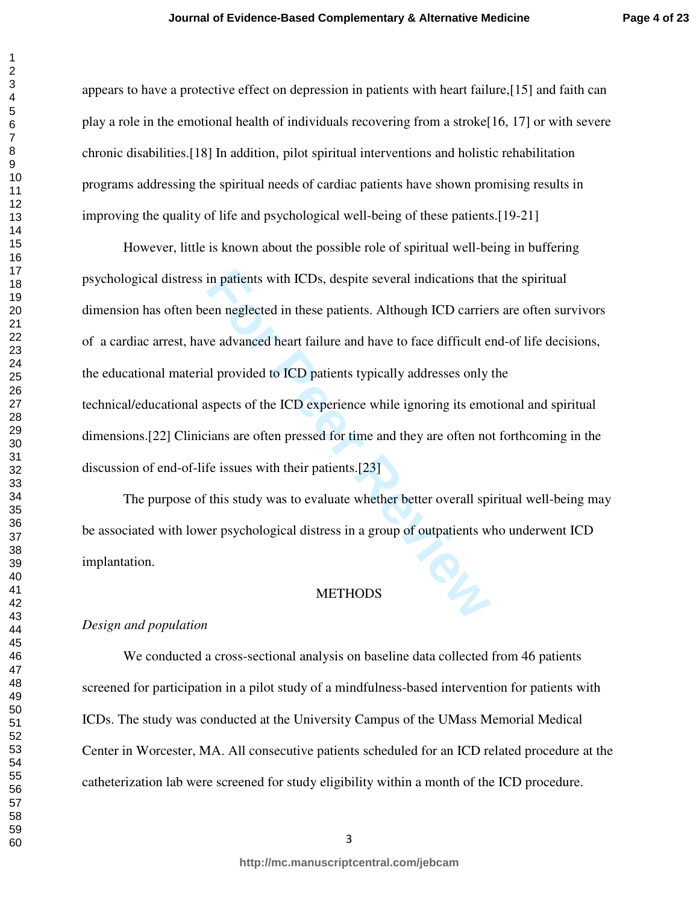appears to have a protective effect on depression in patients with heart failure,[15] and faith can play a role in the emotional health of individuals recovering from a stroke[16, 17] or with severe chronic disabilities.[18] In addition, pilot spiritual interventions and holistic rehabilitation programs addressing the spiritual needs of cardiac patients have shown promising results in improving the quality of life and psychological well-being of these patients.[19-21]

However, little is known about the possible role of spiritual well-being in buffering psychological distress in patients with ICDs, despite several indications that the spiritual dimension has often been neglected in these patients. Although ICD carriers are often survivors of a cardiac arrest, have advanced heart failure and have to face difficult end-of life decisions, the educational material provided to ICD patients typically addresses only the technical/educational aspects of the ICD experience while ignoring its emotional and spiritual dimensions.[22] Clinicians are often pressed for time and they are often not forthcoming in the discussion of end-of-life issues with their patients.[23]

The purpose of this study was to evaluate whether better overall spiritual well-being may be associated with lower psychological distress in a group of outpatients who underwent ICD implantation.

## METHODS

*Design and population*

We conducted a cross-sectional analysis on baseline data collected from 46 patients screened for participation in a pilot study of a mindfulness-based intervention for patients with ICDs. The study was conducted at the University Campus of the UMass Memorial Medical Center in Worcester, MA. All consecutive patients scheduled for an ICD related procedure at the catheterization lab were screened for study eligibility within a month of the ICD procedure.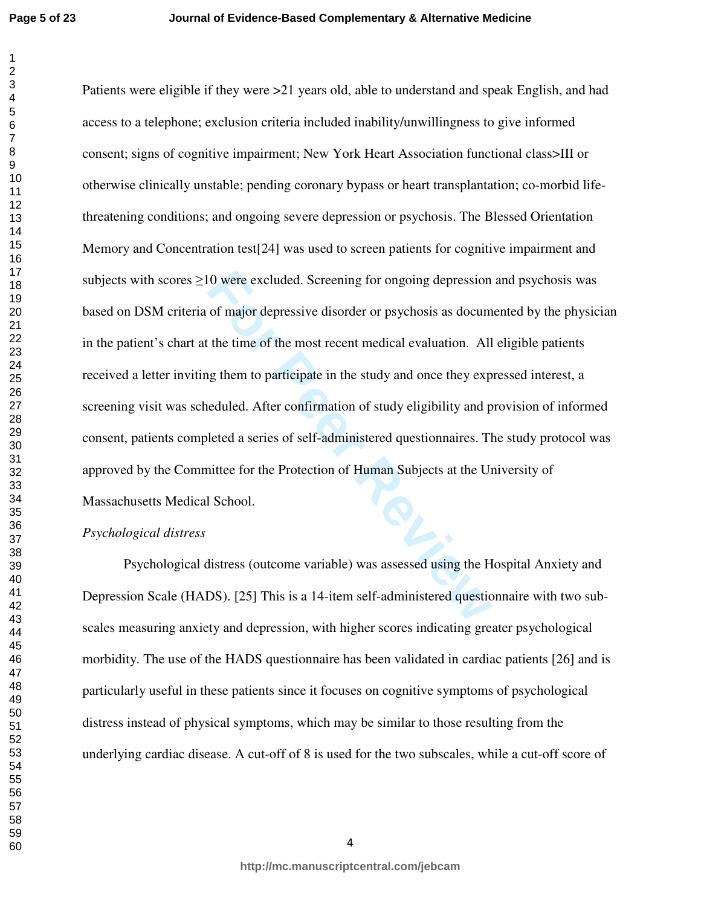Patients were eligible if they were >21 years old, able to understand and speak English, and had access to a telephone; exclusion criteria included inability/unwillingness to give informed consent; signs of cognitive impairment; New York Heart Association functional class>III or otherwise clinically unstable; pending coronary bypass or heart transplantation; co-morbid life-threatening conditions; and ongoing severe depression or psychosis. The Blessed Orientation Memory and Concentration test[24] was used to screen patients for cognitive impairment and subjects with scores ≥10 were excluded. Screening for ongoing depression and psychosis was based on DSM criteria of major depressive disorder or psychosis as documented by the physician in the patient's chart at the time of the most recent medical evaluation. All eligible patients received a letter inviting them to participate in the study and once they expressed interest, a screening visit was scheduled. After confirmation of study eligibility and provision of informed consent, patients completed a series of self-administered questionnaires. The study protocol was approved by the Committee for the Protection of Human Subjects at the University of Massachusetts Medical School.

*Psychological distress*

Psychological distress (outcome variable) was assessed using the Hospital Anxiety and Depression Scale (HADS). [25] This is a 14-item self-administered questionnaire with two sub-scales measuring anxiety and depression, with higher scores indicating greater psychological morbidity. The use of the HADS questionnaire has been validated in cardiac patients [26] and is particularly useful in these patients since it focuses on cognitive symptoms of psychological distress instead of physical symptoms, which may be similar to those resulting from the underlying cardiac disease. A cut-off of 8 is used for the two subscales, while a cut-off score of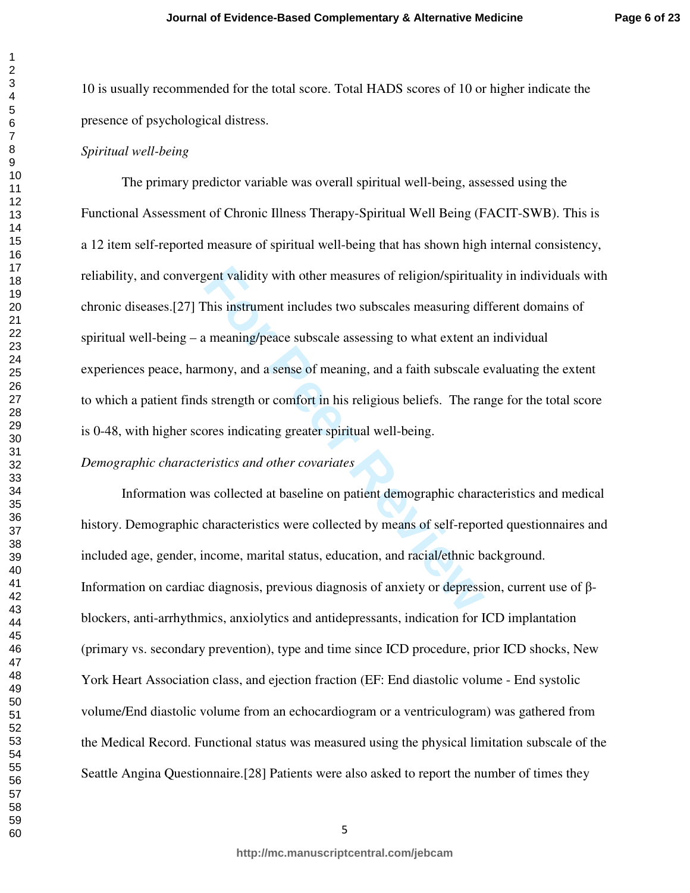10 is usually recommended for the total score. Total HADS scores of 10 or higher indicate the presence of psychological distress.

*Spiritual well-being*

The primary predictor variable was overall spiritual well-being, assessed using the Functional Assessment of Chronic Illness Therapy-Spiritual Well Being (FACIT-SWB). This is a 12 item self-reported measure of spiritual well-being that has shown high internal consistency, reliability, and convergent validity with other measures of religion/spirituality in individuals with chronic diseases.[27] This instrument includes two subscales measuring different domains of spiritual well-being – a meaning/peace subscale assessing to what extent an individual experiences peace, harmony, and a sense of meaning, and a faith subscale evaluating the extent to which a patient finds strength or comfort in his religious beliefs. The range for the total score is 0-48, with higher scores indicating greater spiritual well-being.

*Demographic characteristics and other covariates*

Information was collected at baseline on patient demographic characteristics and medical history. Demographic characteristics were collected by means of self-reported questionnaires and included age, gender, income, marital status, education, and racial/ethnic background. Information on cardiac diagnosis, previous diagnosis of anxiety or depression, current use of β-blockers, anti-arrhythmics, anxiolytics and antidepressants, indication for ICD implantation (primary vs. secondary prevention), type and time since ICD procedure, prior ICD shocks, New York Heart Association class, and ejection fraction (EF: End diastolic volume - End systolic volume/End diastolic volume from an echocardiogram or a ventriculogram) was gathered from the Medical Record. Functional status was measured using the physical limitation subscale of the Seattle Angina Questionnaire.[28] Patients were also asked to report the number of times they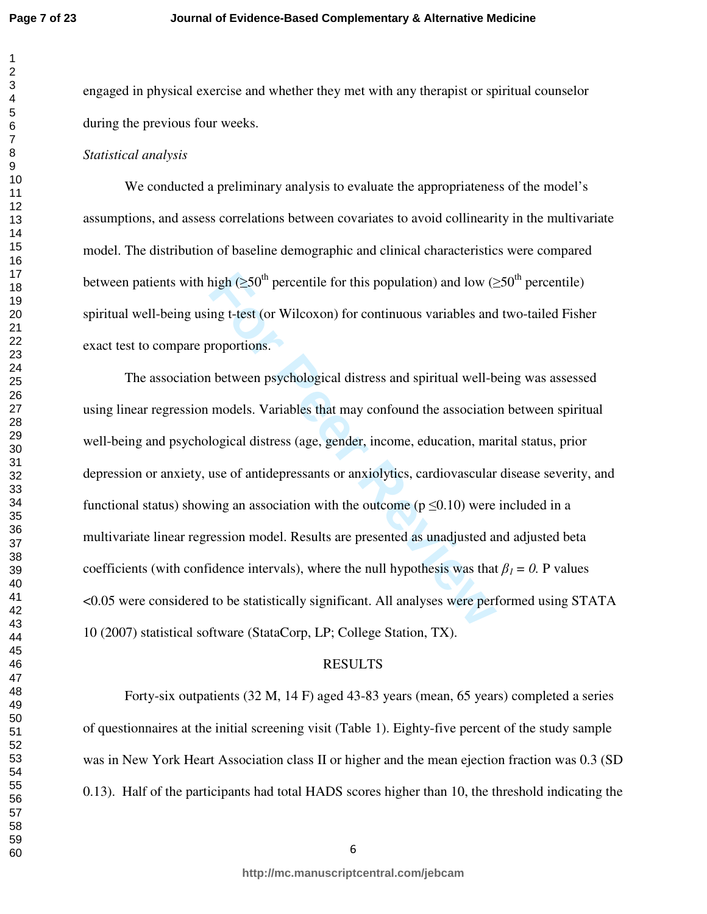engaged in physical exercise and whether they met with any therapist or spiritual counselor during the previous four weeks.

*Statistical analysis*

We conducted a preliminary analysis to evaluate the appropriateness of the model's assumptions, and assess correlations between covariates to avoid collinearity in the multivariate model. The distribution of baseline demographic and clinical characteristics were compared between patients with high ($\geq$50th percentile for this population) and low ($\geq$50th percentile) spiritual well-being using t-test (or Wilcoxon) for continuous variables and two-tailed Fisher exact test to compare proportions.

The association between psychological distress and spiritual well-being was assessed using linear regression models. Variables that may confound the association between spiritual well-being and psychological distress (age, gender, income, education, marital status, prior depression or anxiety, use of antidepressants or anxiolytics, cardiovascular disease severity, and functional status) showing an association with the outcome ($p \leq 0.10$) were included in a multivariate linear regression model. Results are presented as unadjusted and adjusted beta coefficients (with confidence intervals), where the null hypothesis was that $\beta_1 = 0$. P values <0.05 were considered to be statistically significant. All analyses were performed using STATA 10 (2007) statistical software (StataCorp, LP; College Station, TX).

## RESULTS

Forty-six outpatients (32 M, 14 F) aged 43-83 years (mean, 65 years) completed a series of questionnaires at the initial screening visit (Table 1). Eighty-five percent of the study sample was in New York Heart Association class II or higher and the mean ejection fraction was 0.3 (SD 0.13). Half of the participants had total HADS scores higher than 10, the threshold indicating the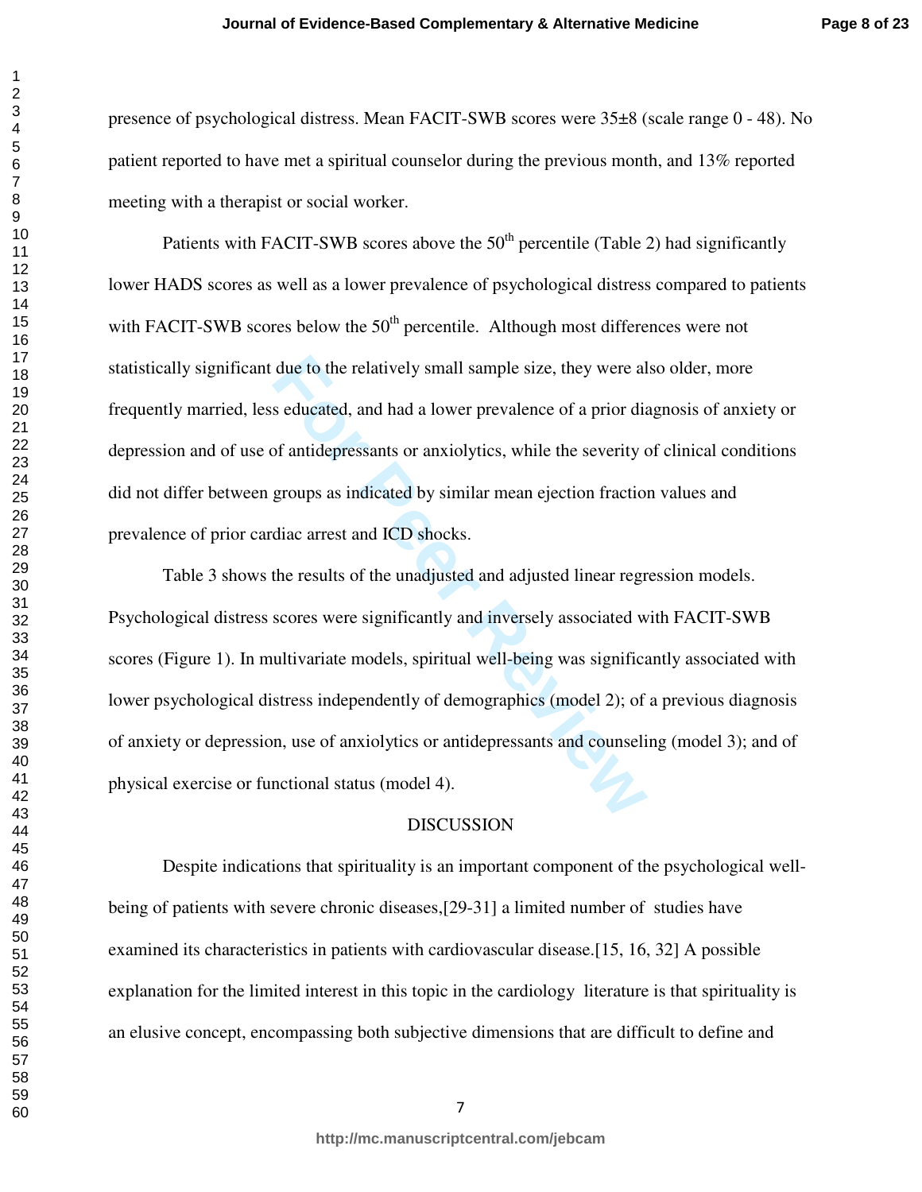presence of psychological distress. Mean FACIT-SWB scores were 35±8 (scale range 0 - 48). No patient reported to have met a spiritual counselor during the previous month, and 13% reported meeting with a therapist or social worker.

Patients with FACIT-SWB scores above the 50th percentile (Table 2) had significantly lower HADS scores as well as a lower prevalence of psychological distress compared to patients with FACIT-SWB scores below the 50th percentile. Although most differences were not statistically significant due to the relatively small sample size, they were also older, more frequently married, less educated, and had a lower prevalence of a prior diagnosis of anxiety or depression and of use of antidepressants or anxiolytics, while the severity of clinical conditions did not differ between groups as indicated by similar mean ejection fraction values and prevalence of prior cardiac arrest and ICD shocks.

Table 3 shows the results of the unadjusted and adjusted linear regression models. Psychological distress scores were significantly and inversely associated with FACIT-SWB scores (Figure 1). In multivariate models, spiritual well-being was significantly associated with lower psychological distress independently of demographics (model 2); of a previous diagnosis of anxiety or depression, use of anxiolytics or antidepressants and counseling (model 3); and of physical exercise or functional status (model 4).

## DISCUSSION

Despite indications that spirituality is an important component of the psychological well-being of patients with severe chronic diseases,[29-31] a limited number of studies have examined its characteristics in patients with cardiovascular disease.[15, 16, 32] A possible explanation for the limited interest in this topic in the cardiology literature is that spirituality is an elusive concept, encompassing both subjective dimensions that are difficult to define and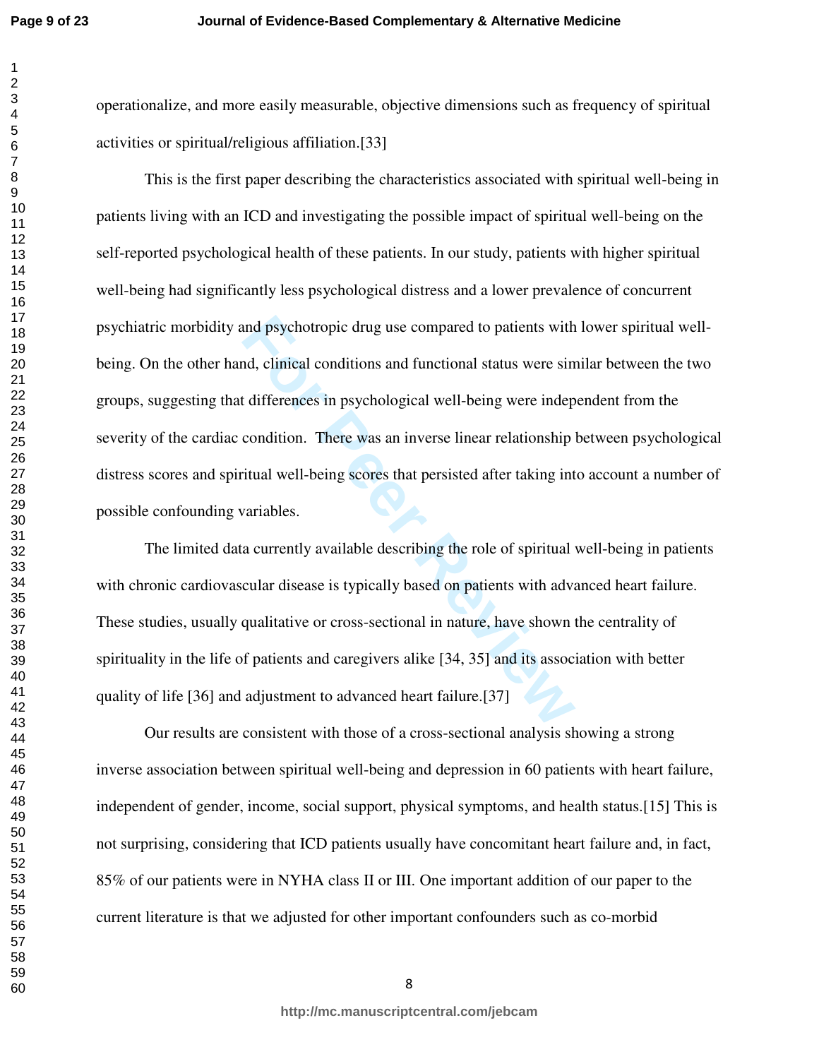operationalize, and more easily measurable, objective dimensions such as frequency of spiritual activities or spiritual/religious affiliation.[33]

This is the first paper describing the characteristics associated with spiritual well-being in patients living with an ICD and investigating the possible impact of spiritual well-being on the self-reported psychological health of these patients. In our study, patients with higher spiritual well-being had significantly less psychological distress and a lower prevalence of concurrent psychiatric morbidity and psychotropic drug use compared to patients with lower spiritual well-being. On the other hand, clinical conditions and functional status were similar between the two groups, suggesting that differences in psychological well-being were independent from the severity of the cardiac condition. There was an inverse linear relationship between psychological distress scores and spiritual well-being scores that persisted after taking into account a number of possible confounding variables.

The limited data currently available describing the role of spiritual well-being in patients with chronic cardiovascular disease is typically based on patients with advanced heart failure. These studies, usually qualitative or cross-sectional in nature, have shown the centrality of spirituality in the life of patients and caregivers alike [34, 35] and its association with better quality of life [36] and adjustment to advanced heart failure.[37]

Our results are consistent with those of a cross-sectional analysis showing a strong inverse association between spiritual well-being and depression in 60 patients with heart failure, independent of gender, income, social support, physical symptoms, and health status.[15] This is not surprising, considering that ICD patients usually have concomitant heart failure and, in fact, 85% of our patients were in NYHA class II or III. One important addition of our paper to the current literature is that we adjusted for other important confounders such as co-morbid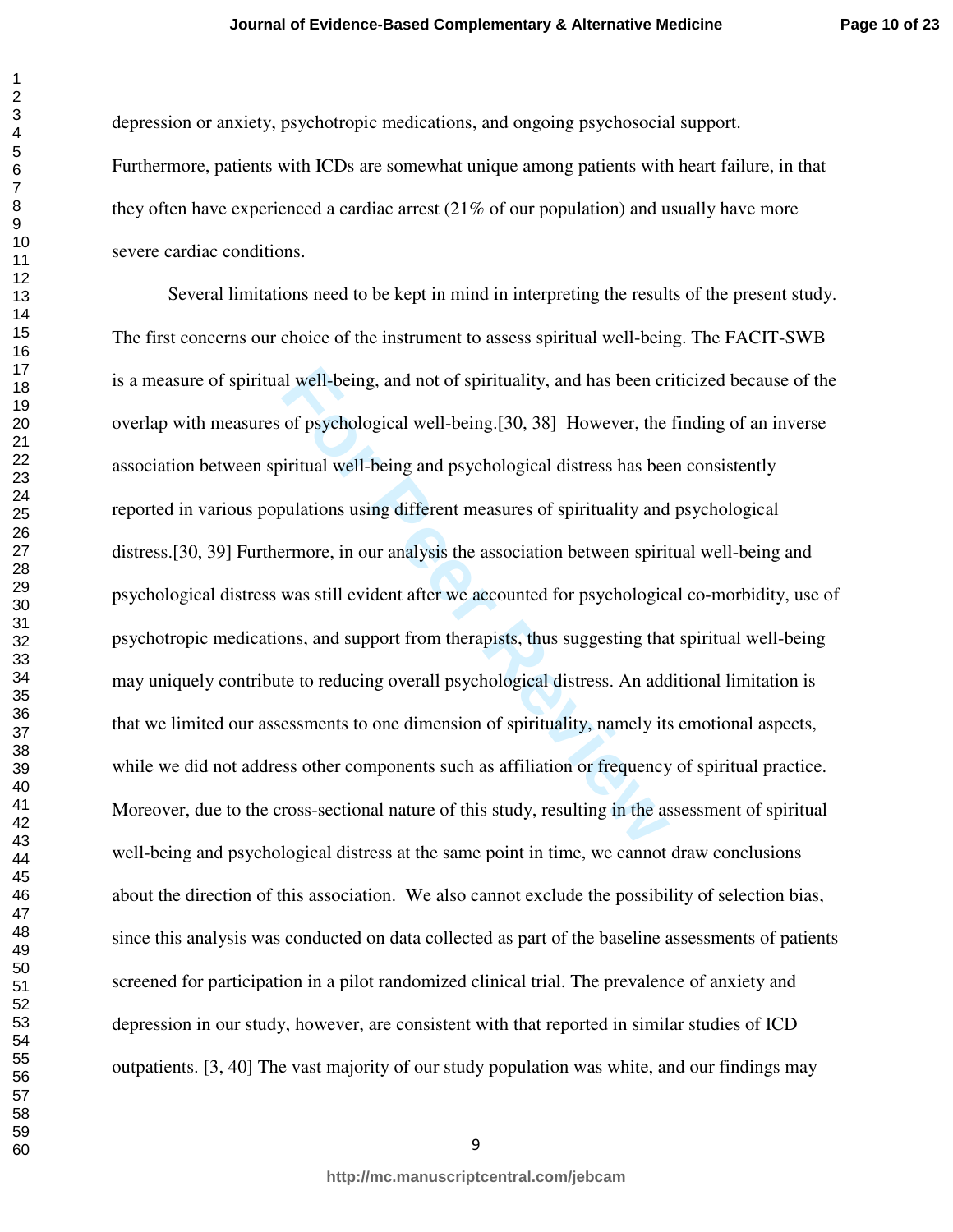depression or anxiety, psychotropic medications, and ongoing psychosocial support. Furthermore, patients with ICDs are somewhat unique among patients with heart failure, in that they often have experienced a cardiac arrest (21% of our population) and usually have more severe cardiac conditions.

Several limitations need to be kept in mind in interpreting the results of the present study. The first concerns our choice of the instrument to assess spiritual well-being. The FACIT-SWB is a measure of spiritual well-being, and not of spirituality, and has been criticized because of the overlap with measures of psychological well-being.[30, 38] However, the finding of an inverse association between spiritual well-being and psychological distress has been consistently reported in various populations using different measures of spirituality and psychological distress.[30, 39] Furthermore, in our analysis the association between spiritual well-being and psychological distress was still evident after we accounted for psychological co-morbidity, use of psychotropic medications, and support from therapists, thus suggesting that spiritual well-being may uniquely contribute to reducing overall psychological distress. An additional limitation is that we limited our assessments to one dimension of spirituality, namely its emotional aspects, while we did not address other components such as affiliation or frequency of spiritual practice. Moreover, due to the cross-sectional nature of this study, resulting in the assessment of spiritual well-being and psychological distress at the same point in time, we cannot draw conclusions about the direction of this association. We also cannot exclude the possibility of selection bias, since this analysis was conducted on data collected as part of the baseline assessments of patients screened for participation in a pilot randomized clinical trial. The prevalence of anxiety and depression in our study, however, are consistent with that reported in similar studies of ICD outpatients. [3, 40] The vast majority of our study population was white, and our findings may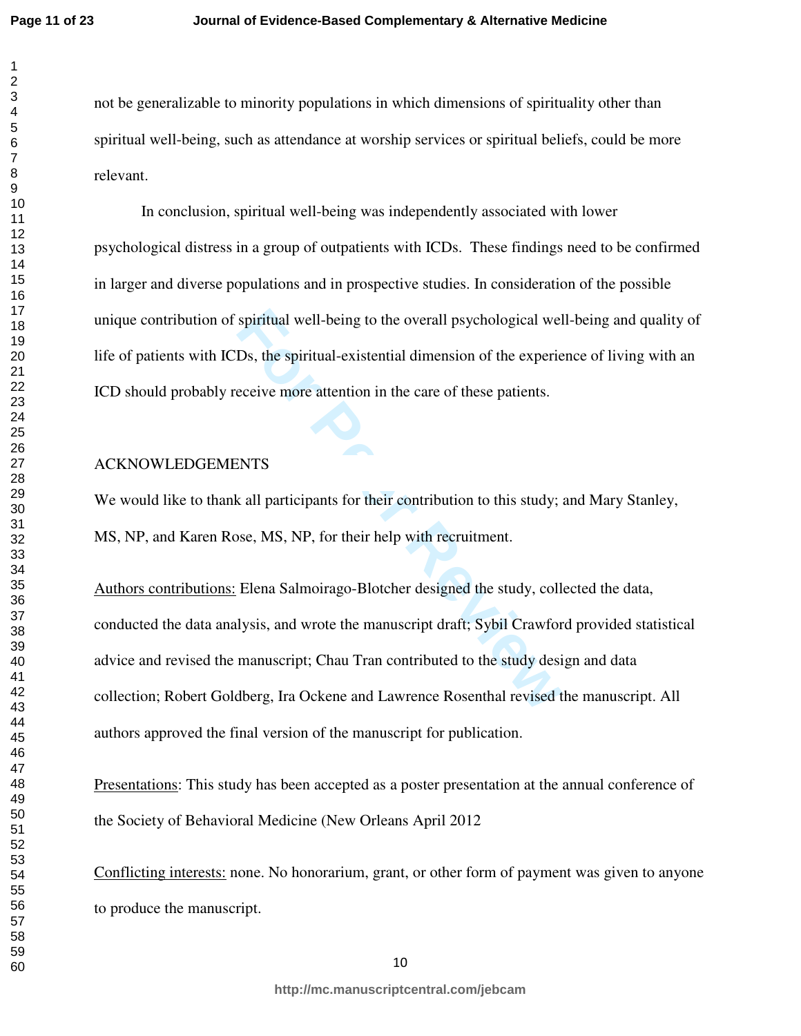not be generalizable to minority populations in which dimensions of spirituality other than spiritual well-being, such as attendance at worship services or spiritual beliefs, could be more relevant.

In conclusion, spiritual well-being was independently associated with lower psychological distress in a group of outpatients with ICDs. These findings need to be confirmed in larger and diverse populations and in prospective studies. In consideration of the possible unique contribution of spiritual well-being to the overall psychological well-being and quality of life of patients with ICDs, the spiritual-existential dimension of the experience of living with an ICD should probably receive more attention in the care of these patients.

## ACKNOWLEDGEMENTS

We would like to thank all participants for their contribution to this study; and Mary Stanley, MS, NP, and Karen Rose, MS, NP, for their help with recruitment.

Authors contributions: Elena Salmoirago-Blotcher designed the study, collected the data, conducted the data analysis, and wrote the manuscript draft; Sybil Crawford provided statistical advice and revised the manuscript; Chau Tran contributed to the study design and data collection; Robert Goldberg, Ira Ockene and Lawrence Rosenthal revised the manuscript. All authors approved the final version of the manuscript for publication.

Presentations: This study has been accepted as a poster presentation at the annual conference of the Society of Behavioral Medicine (New Orleans April 2012

Conflicting interests: none. No honorarium, grant, or other form of payment was given to anyone to produce the manuscript.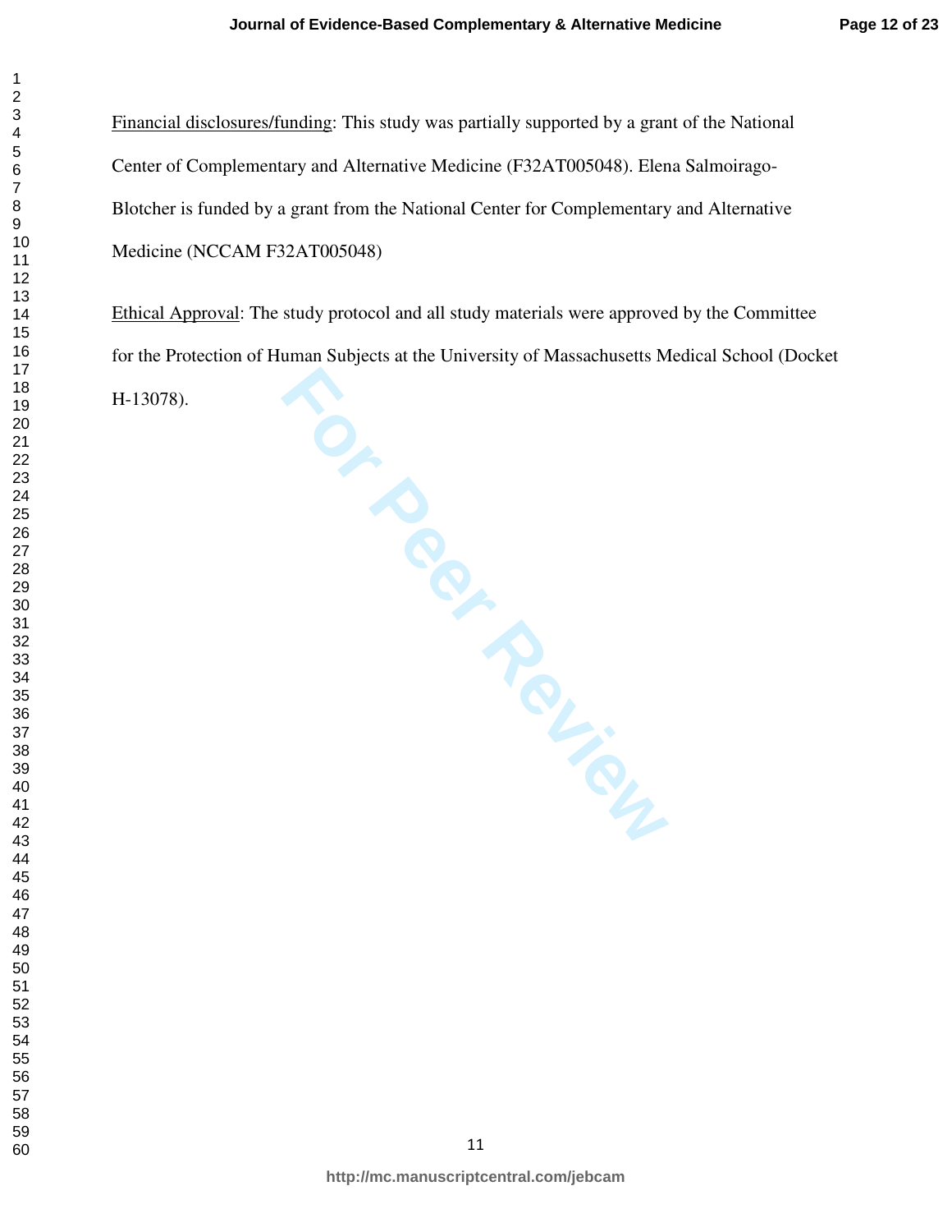Financial disclosures/funding: This study was partially supported by a grant of the National Center of Complementary and Alternative Medicine (F32AT005048). Elena Salmoirago-Blotcher is funded by a grant from the National Center for Complementary and Alternative Medicine (NCCAM F32AT005048)

Ethical Approval: The study protocol and all study materials were approved by the Committee for the Protection of Human Subjects at the University of Massachusetts Medical School (Docket H-13078).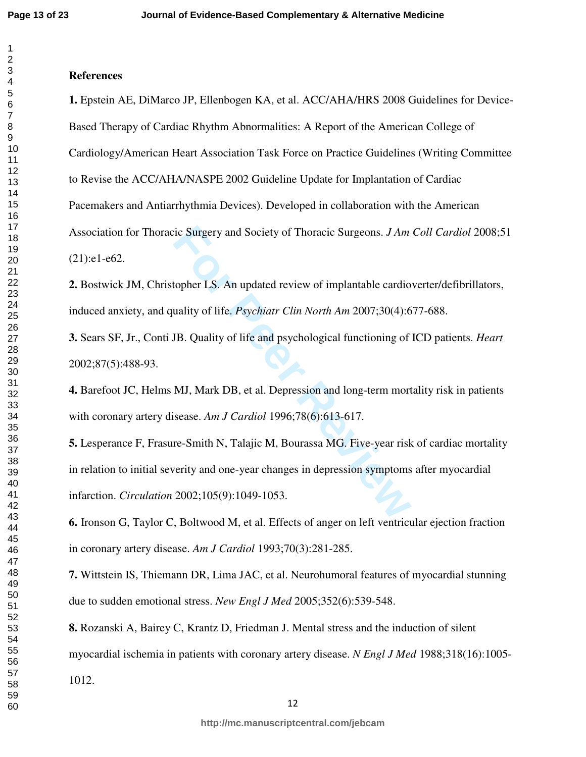**References**

**1.** Epstein AE, DiMarco JP, Ellenbogen KA, et al. ACC/AHA/HRS 2008 Guidelines for Device-Based Therapy of Cardiac Rhythm Abnormalities: A Report of the American College of Cardiology/American Heart Association Task Force on Practice Guidelines (Writing Committee to Revise the ACC/AHA/NASPE 2002 Guideline Update for Implantation of Cardiac Pacemakers and Antiarrhythmia Devices). Developed in collaboration with the American Association for Thoracic Surgery and Society of Thoracic Surgeons. *J Am Coll Cardiol* 2008;51 (21):e1-e62.

**2.** Bostwick JM, Christopher LS. An updated review of implantable cardioverter/defibrillators, induced anxiety, and quality of life. *Psychiatr Clin North Am* 2007;30(4):677-688.

**3.** Sears SF, Jr., Conti JB. Quality of life and psychological functioning of ICD patients. *Heart* 2002;87(5):488-93.

**4.** Barefoot JC, Helms MJ, Mark DB, et al. Depression and long-term mortality risk in patients with coronary artery disease. *Am J Cardiol* 1996;78(6):613-617.

**5.** Lesperance F, Frasure-Smith N, Talajic M, Bourassa MG. Five-year risk of cardiac mortality in relation to initial severity and one-year changes in depression symptoms after myocardial infarction. *Circulation* 2002;105(9):1049-1053.

**6.** Ironson G, Taylor C, Boltwood M, et al. Effects of anger on left ventricular ejection fraction in coronary artery disease. *Am J Cardiol* 1993;70(3):281-285.

**7.** Wittstein IS, Thiemann DR, Lima JAC, et al. Neurohumoral features of myocardial stunning due to sudden emotional stress. *New Engl J Med* 2005;352(6):539-548.

**8.** Rozanski A, Bairey C, Krantz D, Friedman J. Mental stress and the induction of silent myocardial ischemia in patients with coronary artery disease. *N Engl J Med* 1988;318(16):1005-1012.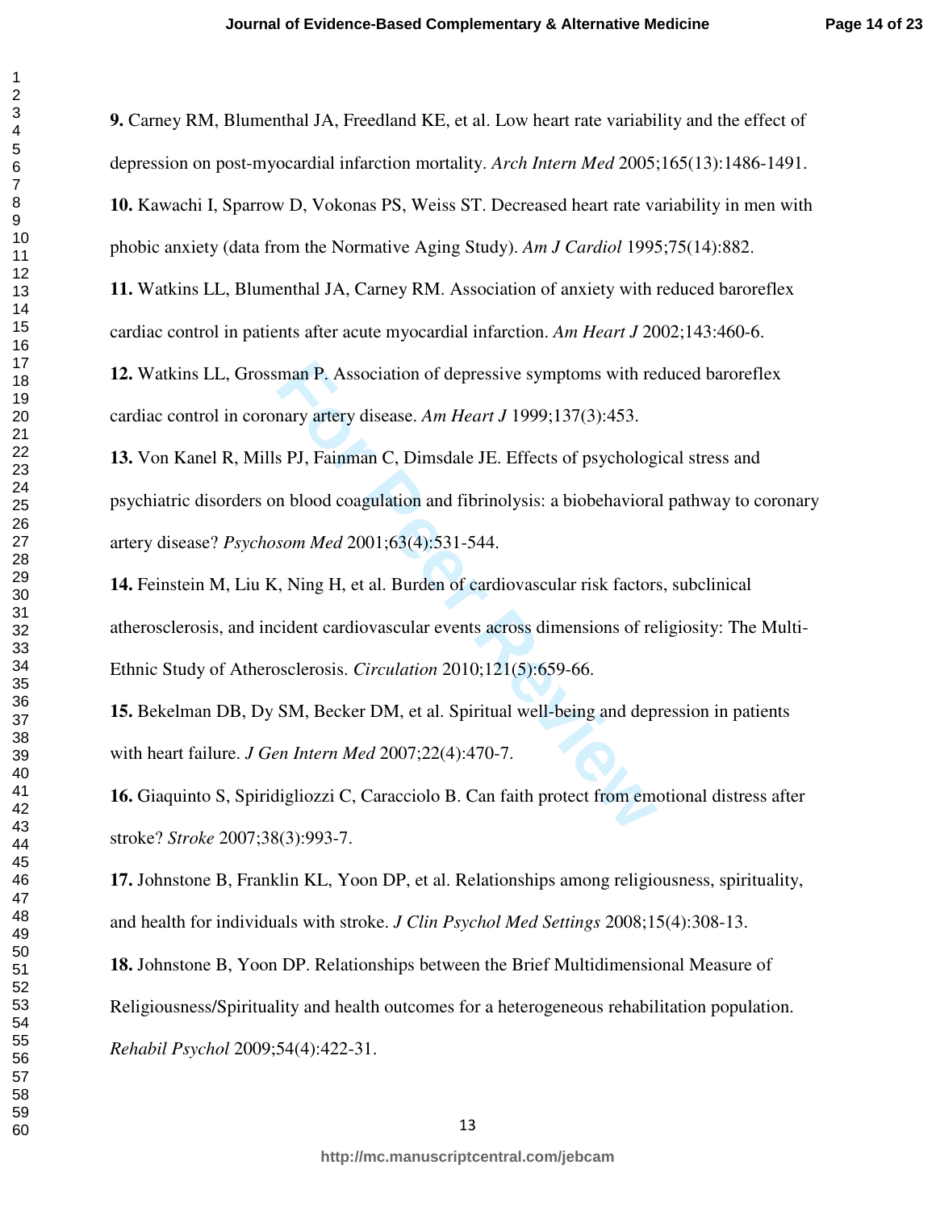**9.** Carney RM, Blumenthal JA, Freedland KE, et al. Low heart rate variability and the effect of depression on post-myocardial infarction mortality. *Arch Intern Med* 2005;165(13):1486-1491.

**10.** Kawachi I, Sparrow D, Vokonas PS, Weiss ST. Decreased heart rate variability in men with phobic anxiety (data from the Normative Aging Study). *Am J Cardiol* 1995;75(14):882.

**11.** Watkins LL, Blumenthal JA, Carney RM. Association of anxiety with reduced baroreflex cardiac control in patients after acute myocardial infarction. *Am Heart J* 2002;143:460-6.

**12.** Watkins LL, Grossman P. Association of depressive symptoms with reduced baroreflex cardiac control in coronary artery disease. *Am Heart J* 1999;137(3):453.

**13.** Von Kanel R, Mills PJ, Fainman C, Dimsdale JE. Effects of psychological stress and psychiatric disorders on blood coagulation and fibrinolysis: a biobehavioral pathway to coronary artery disease? *Psychosom Med* 2001;63(4):531-544.

**14.** Feinstein M, Liu K, Ning H, et al. Burden of cardiovascular risk factors, subclinical atherosclerosis, and incident cardiovascular events across dimensions of religiosity: The Multi-Ethnic Study of Atherosclerosis. *Circulation* 2010;121(5):659-66.

**15.** Bekelman DB, Dy SM, Becker DM, et al. Spiritual well-being and depression in patients with heart failure. *J Gen Intern Med* 2007;22(4):470-7.

**16.** Giaquinto S, Spiridigliozzi C, Caracciolo B. Can faith protect from emotional distress after stroke? *Stroke* 2007;38(3):993-7.

**17.** Johnstone B, Franklin KL, Yoon DP, et al. Relationships among religiousness, spirituality, and health for individuals with stroke. *J Clin Psychol Med Settings* 2008;15(4):308-13.

**18.** Johnstone B, Yoon DP. Relationships between the Brief Multidimensional Measure of Religiousness/Spirituality and health outcomes for a heterogeneous rehabilitation population. *Rehabil Psychol* 2009;54(4):422-31.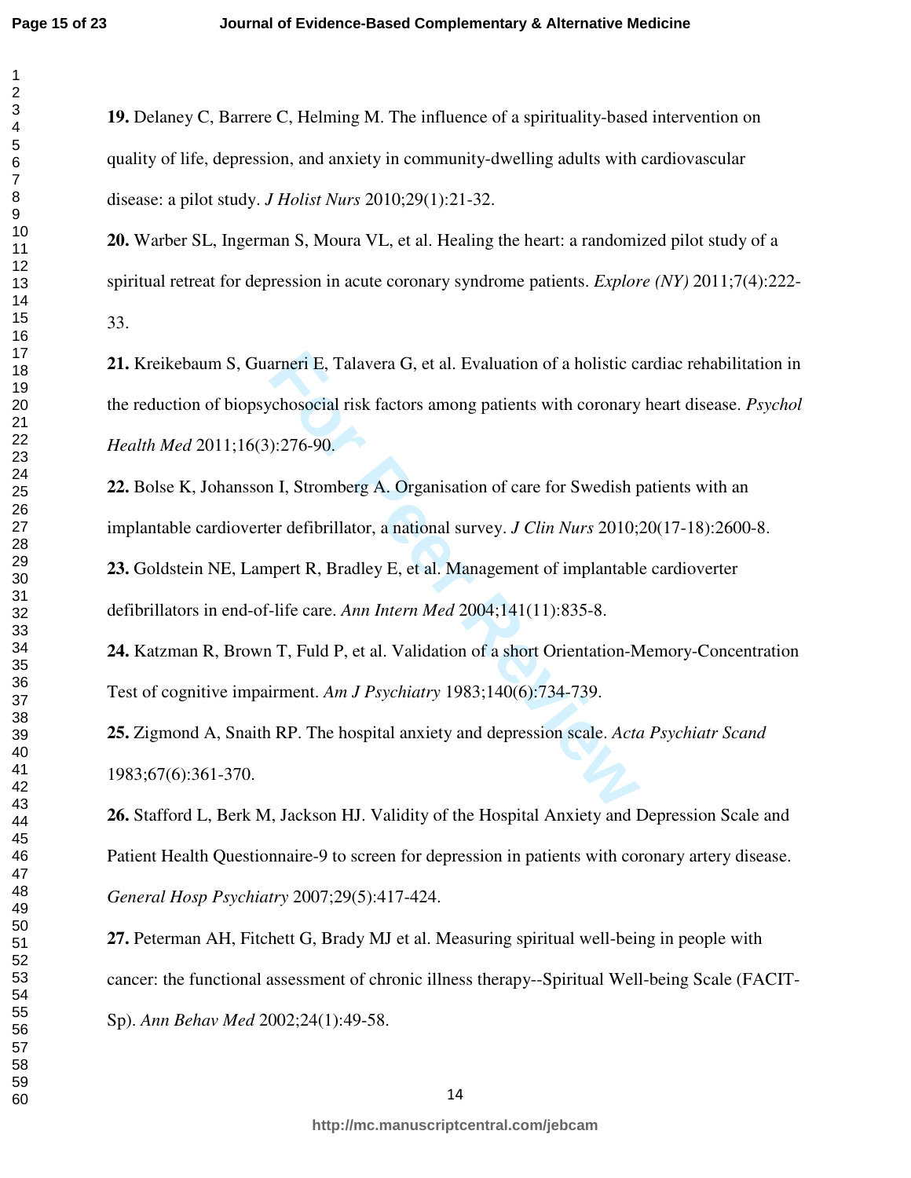**19.** Delaney C, Barrere C, Helming M. The influence of a spirituality-based intervention on quality of life, depression, and anxiety in community-dwelling adults with cardiovascular disease: a pilot study. *J Holist Nurs* 2010;29(1):21-32.

**20.** Warber SL, Ingerman S, Moura VL, et al. Healing the heart: a randomized pilot study of a spiritual retreat for depression in acute coronary syndrome patients. *Explore (NY)* 2011;7(4):222-33.

**21.** Kreikebaum S, Guarneri E, Talavera G, et al. Evaluation of a holistic cardiac rehabilitation in the reduction of biopsychosocial risk factors among patients with coronary heart disease. *Psychol Health Med* 2011;16(3):276-90.

**22.** Bolse K, Johansson I, Stromberg A. Organisation of care for Swedish patients with an implantable cardioverter defibrillator, a national survey. *J Clin Nurs* 2010;20(17-18):2600-8.

**23.** Goldstein NE, Lampert R, Bradley E, et al. Management of implantable cardioverter defibrillators in end-of-life care. *Ann Intern Med* 2004;141(11):835-8.

**24.** Katzman R, Brown T, Fuld P, et al. Validation of a short Orientation-Memory-Concentration Test of cognitive impairment. *Am J Psychiatry* 1983;140(6):734-739.

**25.** Zigmond A, Snaith RP. The hospital anxiety and depression scale. *Acta Psychiatr Scand* 1983;67(6):361-370.

**26.** Stafford L, Berk M, Jackson HJ. Validity of the Hospital Anxiety and Depression Scale and Patient Health Questionnaire-9 to screen for depression in patients with coronary artery disease. *General Hosp Psychiatry* 2007;29(5):417-424.

**27.** Peterman AH, Fitchett G, Brady MJ et al. Measuring spiritual well-being in people with cancer: the functional assessment of chronic illness therapy--Spiritual Well-being Scale (FACIT-Sp). *Ann Behav Med* 2002;24(1):49-58.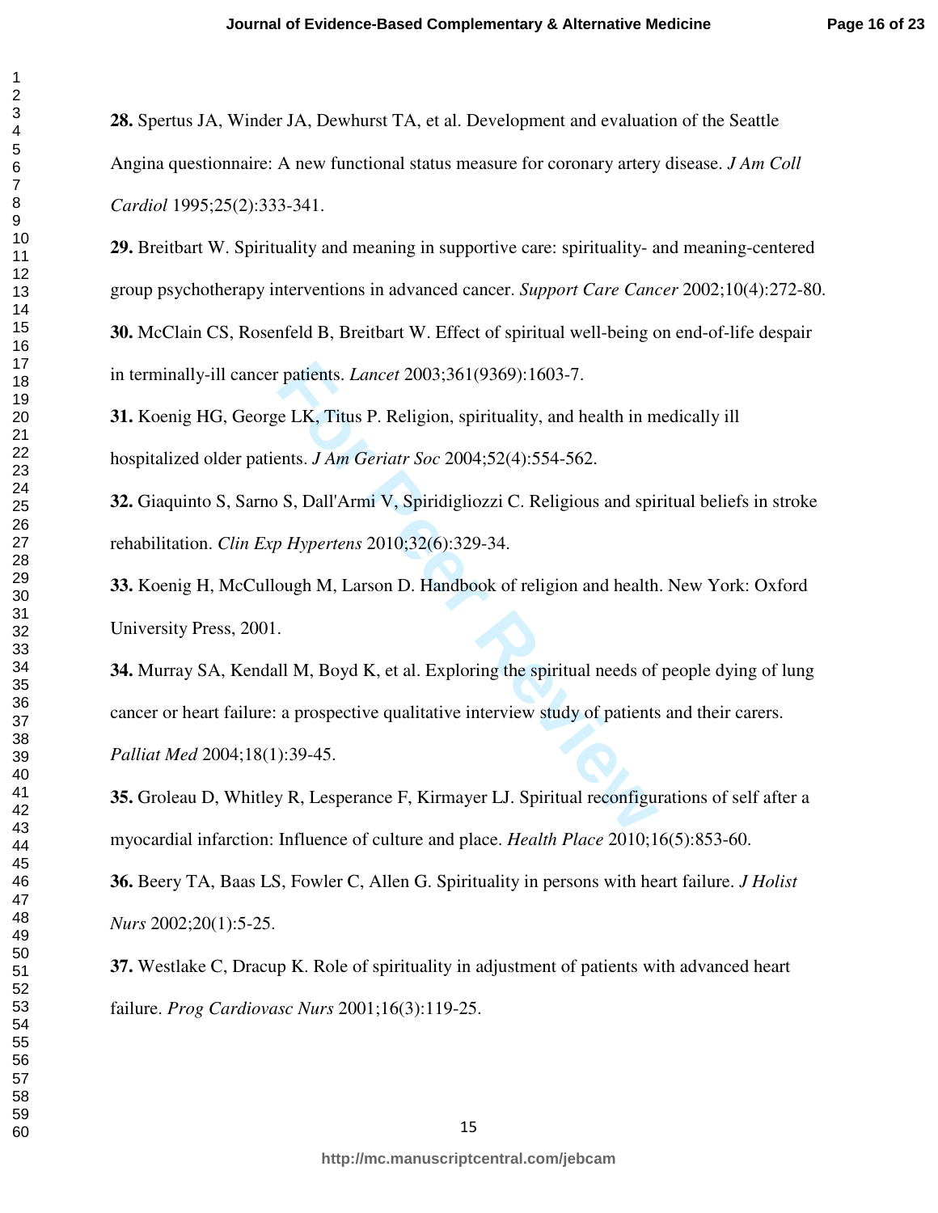**28.** Spertus JA, Winder JA, Dewhurst TA, et al. Development and evaluation of the Seattle Angina questionnaire: A new functional status measure for coronary artery disease. *J Am Coll Cardiol* 1995;25(2):333-341.

**29.** Breitbart W. Spirituality and meaning in supportive care: spirituality- and meaning-centered group psychotherapy interventions in advanced cancer. *Support Care Cancer* 2002;10(4):272-80.

**30.** McClain CS, Rosenfeld B, Breitbart W. Effect of spiritual well-being on end-of-life despair in terminally-ill cancer patients. *Lancet* 2003;361(9369):1603-7.

**31.** Koenig HG, George LK, Titus P. Religion, spirituality, and health in medically ill hospitalized older patients. *J Am Geriatr Soc* 2004;52(4):554-562.

**32.** Giaquinto S, Sarno S, Dall'Armi V, Spiridigliozzi C. Religious and spiritual beliefs in stroke rehabilitation. *Clin Exp Hypertens* 2010;32(6):329-34.

**33.** Koenig H, McCullough M, Larson D. Handbook of religion and health. New York: Oxford University Press, 2001.

**34.** Murray SA, Kendall M, Boyd K, et al. Exploring the spiritual needs of people dying of lung cancer or heart failure: a prospective qualitative interview study of patients and their carers. *Palliat Med* 2004;18(1):39-45.

**35.** Groleau D, Whitley R, Lesperance F, Kirmayer LJ. Spiritual reconfigurations of self after a myocardial infarction: Influence of culture and place. *Health Place* 2010;16(5):853-60.

**36.** Beery TA, Baas LS, Fowler C, Allen G. Spirituality in persons with heart failure. *J Holist Nurs* 2002;20(1):5-25.

**37.** Westlake C, Dracup K. Role of spirituality in adjustment of patients with advanced heart failure. *Prog Cardiovasc Nurs* 2001;16(3):119-25.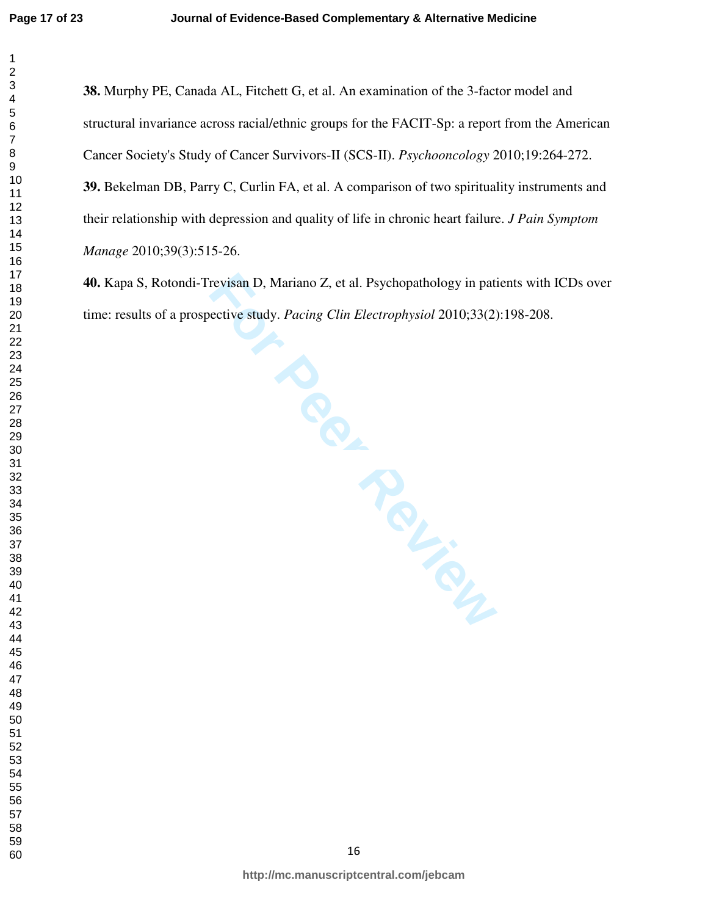**38.** Murphy PE, Canada AL, Fitchett G, et al. An examination of the 3-factor model and structural invariance across racial/ethnic groups for the FACIT-Sp: a report from the American Cancer Society's Study of Cancer Survivors-II (SCS-II). *Psychooncology* 2010;19:264-272.

**39.** Bekelman DB, Parry C, Curlin FA, et al. A comparison of two spirituality instruments and their relationship with depression and quality of life in chronic heart failure. *J Pain Symptom Manage* 2010;39(3):515-26.

**40.** Kapa S, Rotondi-Trevisan D, Mariano Z, et al. Psychopathology in patients with ICDs over time: results of a prospective study. *Pacing Clin Electrophysiol* 2010;33(2):198-208.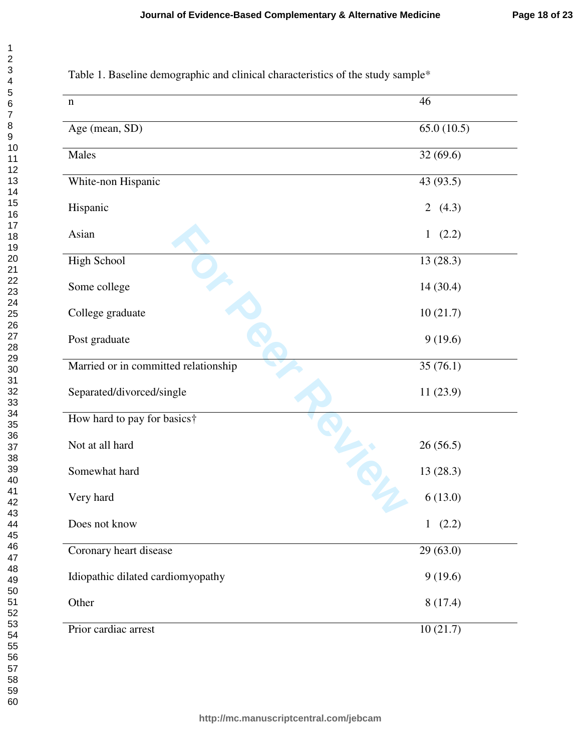Table 1. Baseline demographic and clinical characteristics of the study sample*

| | |
|---|---|
| n | 46 |
| Age (mean, SD) | 65.0 (10.5) |
| Males | 32 (69.6) |
| White-non Hispanic | 43 (93.5) |
| Hispanic | 2 (4.3) |
| Asian | 1 (2.2) |
| High School | 13 (28.3) |
| Some college | 14 (30.4) |
| College graduate | 10 (21.7) |
| Post graduate | 9 (19.6) |
| Married or in committed relationship | 35 (76.1) |
| Separated/divorced/single | 11 (23.9) |
| How hard to pay for basics† | |
| Not at all hard | 26 (56.5) |
| Somewhat hard | 13 (28.3) |
| Very hard | 6 (13.0) |
| Does not know | 1 (2.2) |
| Coronary heart disease | 29 (63.0) |
| Idiopathic dilated cardiomyopathy | 9 (19.6) |
| Other | 8 (17.4) |
| Prior cardiac arrest | 10 (21.7) |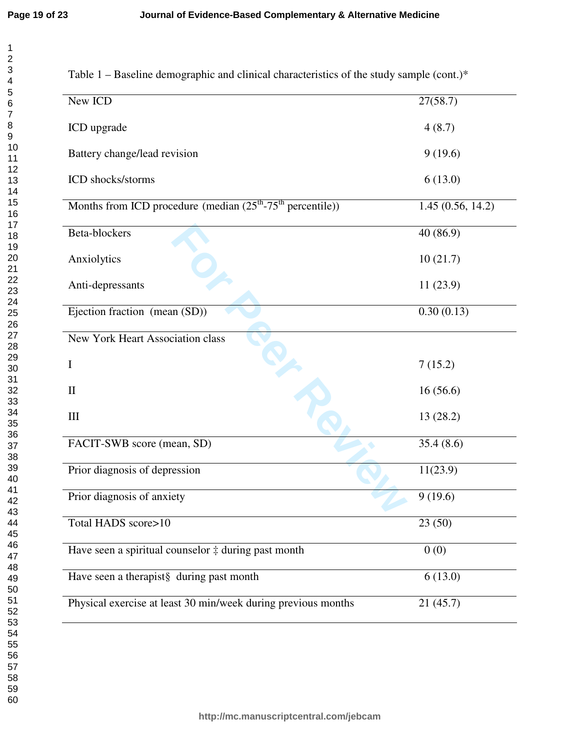Table 1 – Baseline demographic and clinical characteristics of the study sample (cont.)*

| | |
|---|---|
| New ICD | 27(58.7) |
| ICD upgrade | 4 (8.7) |
| Battery change/lead revision | 9 (19.6) |
| ICD shocks/storms | 6 (13.0) |
| Months from ICD procedure (median (25th-75th percentile)) | 1.45 (0.56, 14.2) |
| Beta-blockers | 40 (86.9) |
| Anxiolytics | 10 (21.7) |
| Anti-depressants | 11 (23.9) |
| Ejection fraction (mean (SD)) | 0.30 (0.13) |
| New York Heart Association class | |
| I | 7 (15.2) |
| II | 16 (56.6) |
| III | 13 (28.2) |
| FACIT-SWB score (mean, SD) | 35.4 (8.6) |
| Prior diagnosis of depression | 11(23.9) |
| Prior diagnosis of anxiety | 9 (19.6) |
| Total HADS score>10 | 23 (50) |
| Have seen a spiritual counselor ‡ during past month | 0 (0) |
| Have seen a therapist§ during past month | 6 (13.0) |
| Physical exercise at least 30 min/week during previous months | 21 (45.7) |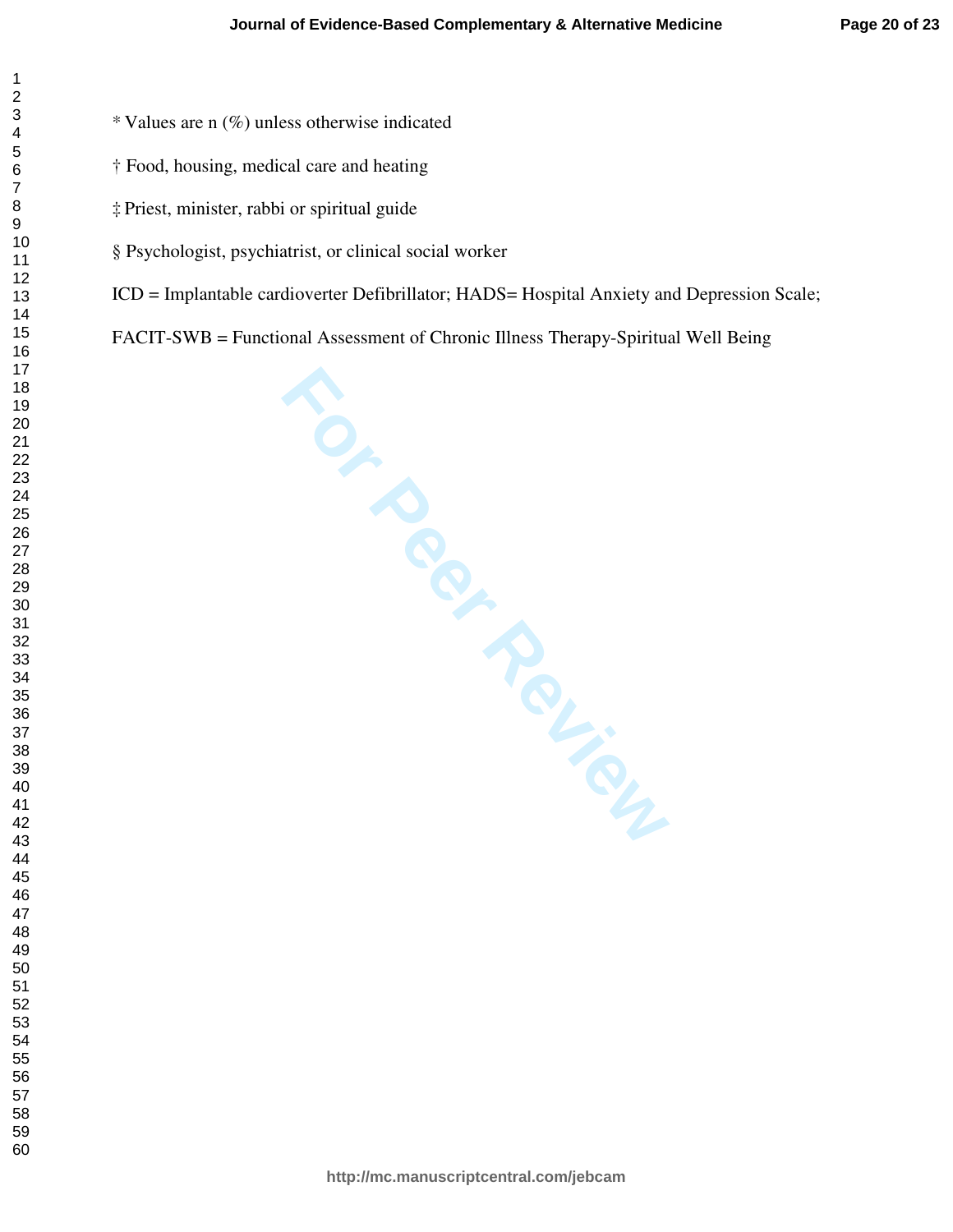* Values are n (%) unless otherwise indicated

† Food, housing, medical care and heating

‡ Priest, minister, rabbi or spiritual guide

§ Psychologist, psychiatrist, or clinical social worker

ICD = Implantable cardioverter Defibrillator; HADS= Hospital Anxiety and Depression Scale;

FACIT-SWB = Functional Assessment of Chronic Illness Therapy-Spiritual Well Being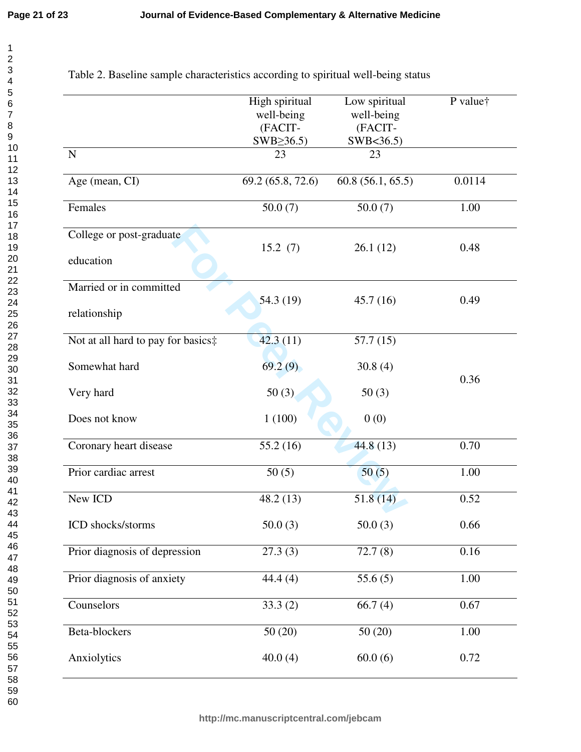Table 2. Baseline sample characteristics according to spiritual well-being status

| | High spiritual well-being (FACIT-SWB≥36.5) | Low spiritual well-being (FACIT-SWB<36.5) | P value† |
|---|---|---|---|
| N | 23 | 23 | |
| Age (mean, CI) | 69.2 (65.8, 72.6) | 60.8 (56.1, 65.5) | 0.0114 |
| Females | 50.0 (7) | 50.0 (7) | 1.00 |
| College or post-graduate education | 15.2 (7) | 26.1 (12) | 0.48 |
| Married or in committed relationship | 54.3 (19) | 45.7 (16) | 0.49 |
| Not at all hard to pay for basics‡ | 42.3 (11) | 57.7 (15) | 0.36 |
| Somewhat hard | 69.2 (9) | 30.8 (4) | |
| Very hard | 50 (3) | 50 (3) | |
| Does not know | 1 (100) | 0 (0) | |
| Coronary heart disease | 55.2 (16) | 44.8 (13) | 0.70 |
| Prior cardiac arrest | 50 (5) | 50 (5) | 1.00 |
| New ICD | 48.2 (13) | 51.8 (14) | 0.52 |
| ICD shocks/storms | 50.0 (3) | 50.0 (3) | 0.66 |
| Prior diagnosis of depression | 27.3 (3) | 72.7 (8) | 0.16 |
| Prior diagnosis of anxiety | 44.4 (4) | 55.6 (5) | 1.00 |
| Counselors | 33.3 (2) | 66.7 (4) | 0.67 |
| Beta-blockers | 50 (20) | 50 (20) | 1.00 |
| Anxiolytics | 40.0 (4) | 60.0 (6) | 0.72 |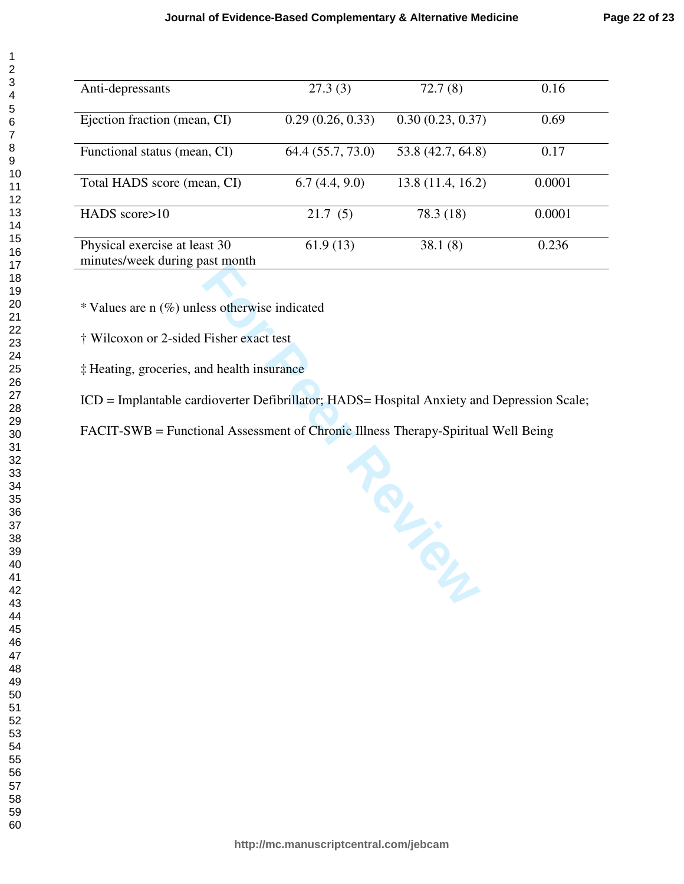| | | | |
|---|---|---|---|
| Anti-depressants | 27.3 (3) | 72.7 (8) | 0.16 |
| Ejection fraction (mean, CI) | 0.29 (0.26, 0.33) | 0.30 (0.23, 0.37) | 0.69 |
| Functional status (mean, CI) | 64.4 (55.7, 73.0) | 53.8 (42.7, 64.8) | 0.17 |
| Total HADS score (mean, CI) | 6.7 (4.4, 9.0) | 13.8 (11.4, 16.2) | 0.0001 |
| HADS score>10 | 21.7 (5) | 78.3 (18) | 0.0001 |
| Physical exercise at least 30 minutes/week during past month | 61.9 (13) | 38.1 (8) | 0.236 |

* Values are n (%) unless otherwise indicated

† Wilcoxon or 2-sided Fisher exact test

‡ Heating, groceries, and health insurance

ICD = Implantable cardioverter Defibrillator; HADS= Hospital Anxiety and Depression Scale;

FACIT-SWB = Functional Assessment of Chronic Illness Therapy-Spiritual Well Being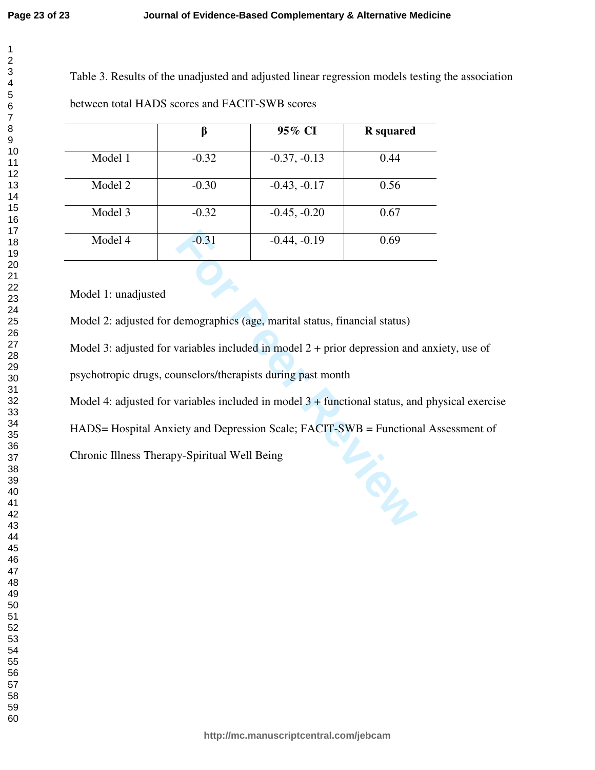Table 3. Results of the unadjusted and adjusted linear regression models testing the association between total HADS scores and FACIT-SWB scores

| | β | 95% CI | R squared |
|---|---|---|---|
| Model 1 | -0.32 | -0.37, -0.13 | 0.44 |
| Model 2 | -0.30 | -0.43, -0.17 | 0.56 |
| Model 3 | -0.32 | -0.45, -0.20 | 0.67 |
| Model 4 | -0.31 | -0.44, -0.19 | 0.69 |

Model 1: unadjusted

Model 2: adjusted for demographics (age, marital status, financial status)

Model 3: adjusted for variables included in model 2 + prior depression and anxiety, use of psychotropic drugs, counselors/therapists during past month

Model 4: adjusted for variables included in model 3 + functional status, and physical exercise

HADS= Hospital Anxiety and Depression Scale; FACIT-SWB = Functional Assessment of Chronic Illness Therapy-Spiritual Well Being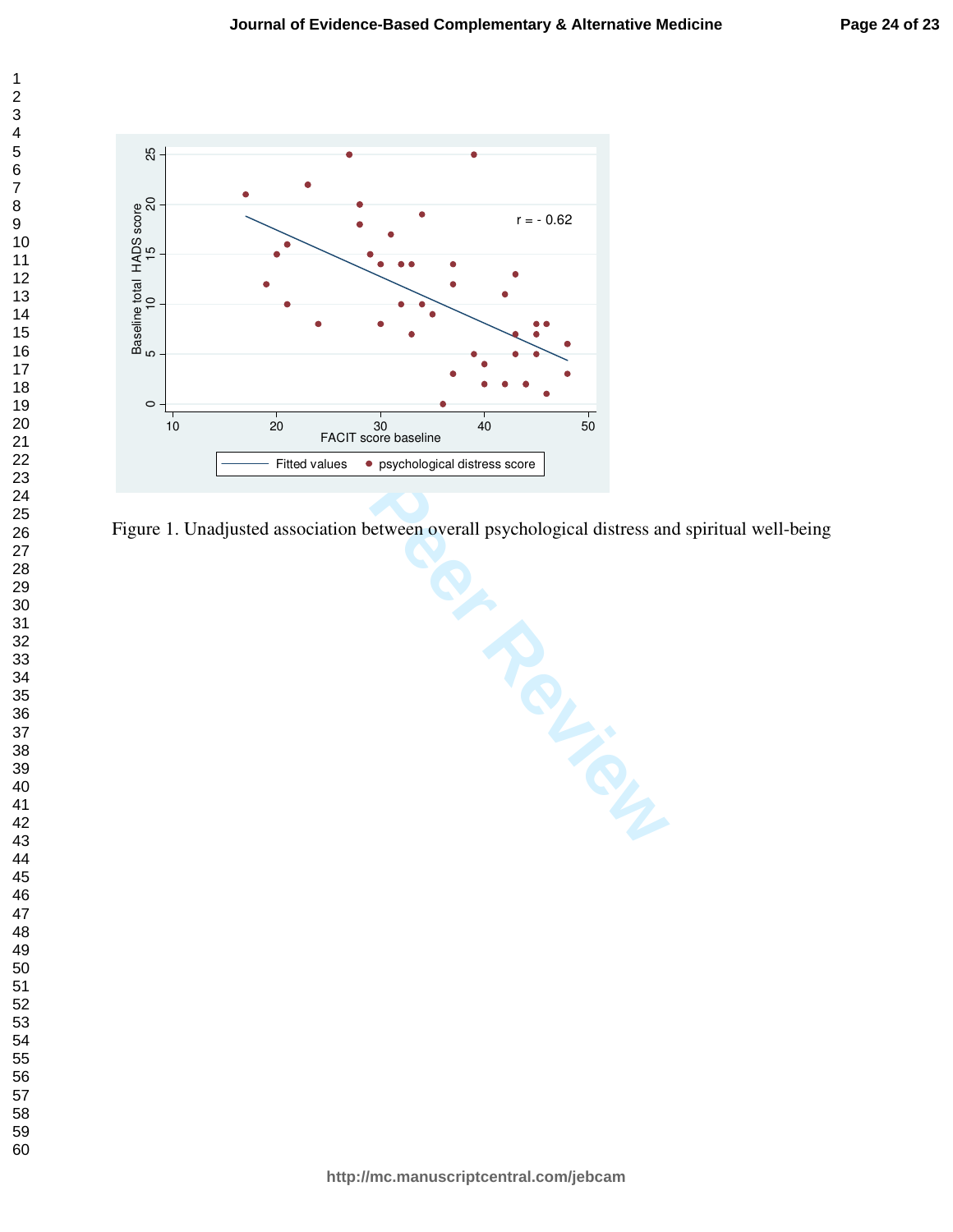25
20
15
10
5
0

Baseline total HADS score

10
20
30
40
50

FACIT score baseline

r = - 0.62

Fitted values
psychological distress score

Figure 1. Unadjusted association between overall psychological distress and spiritual well-being